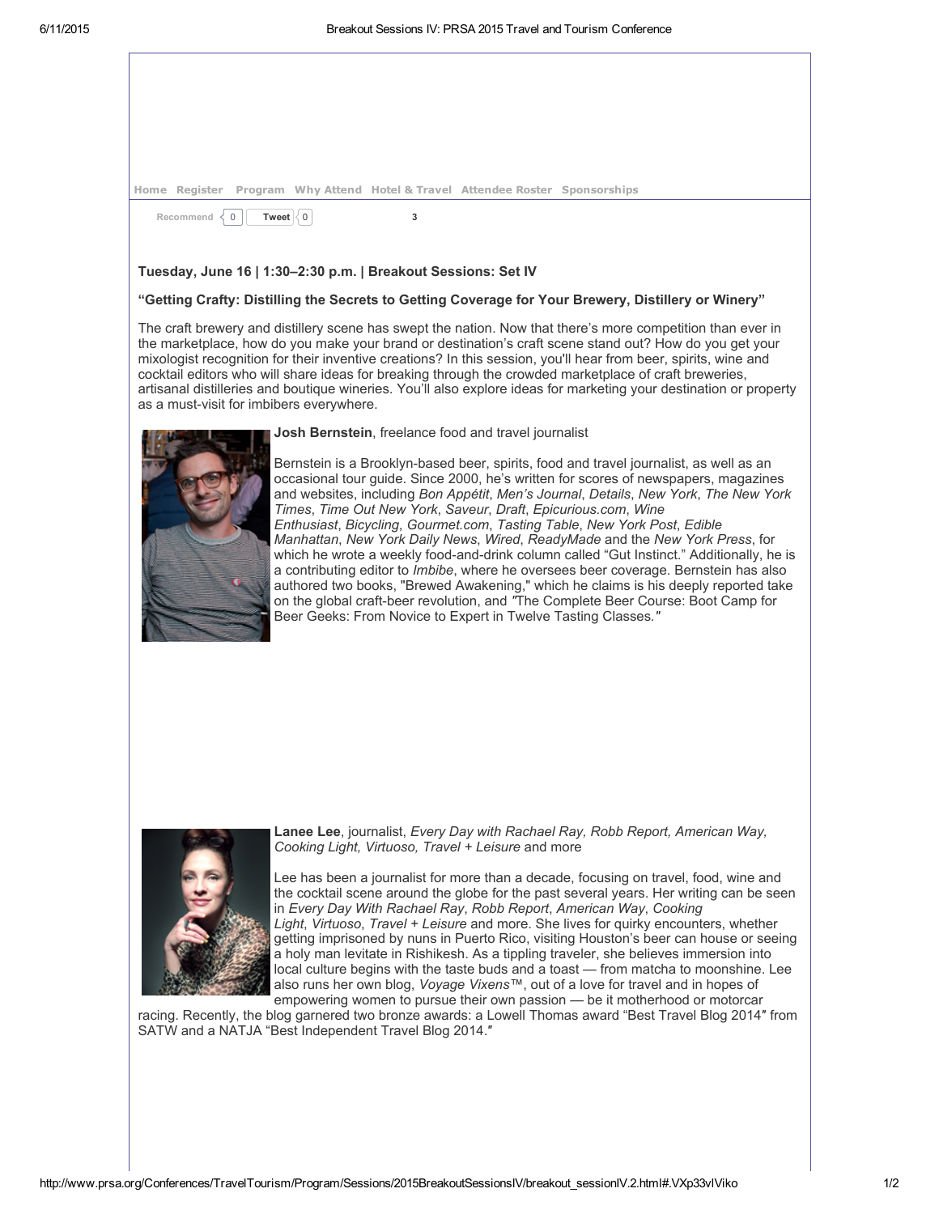Home Register Program Why Attend Hotel & Travel Attendee Roster Sponsorships

Recommend 0 Tweet 0 3

**Tuesday, June 16 | 1:30–2:30 p.m. | Breakout Sessions: Set IV**

**"Getting Crafty: Distilling the Secrets to Getting Coverage for Your Brewery, Distillery or Winery"**

The craft brewery and distillery scene has swept the nation. Now that there's more competition than ever in the marketplace, how do you make your brand or destination's craft scene stand out? How do you get your mixologist recognition for their inventive creations? In this session, you'll hear from beer, spirits, wine and cocktail editors who will share ideas for breaking through the crowded marketplace of craft breweries, artisanal distilleries and boutique wineries. You'll also explore ideas for marketing your destination or property as a must-visit for imbibers everywhere.

**Josh Bernstein**, freelance food and travel journalist

Bernstein is a Brooklyn-based beer, spirits, food and travel journalist, as well as an occasional tour guide. Since 2000, he's written for scores of newspapers, magazines and websites, including *Bon Appétit*, *Men's Journal*, *Details*, *New York*, *The New York Times*, *Time Out New York*, *Saveur*, *Draft*, *Epicurious.com*, *Wine Enthusiast*, *Bicycling*, *Gourmet.com*, *Tasting Table*, *New York Post*, *Edible Manhattan*, *New York Daily News*, *Wired*, *ReadyMade* and the *New York Press*, for which he wrote a weekly food-and-drink column called "Gut Instinct." Additionally, he is a contributing editor to *Imbibe*, where he oversees beer coverage. Bernstein has also authored two books, "Brewed Awakening," which he claims is his deeply reported take on the global craft-beer revolution, and *"*The Complete Beer Course: Boot Camp for Beer Geeks: From Novice to Expert in Twelve Tasting Classes.*"*

**Lanee Lee**, journalist, *Every Day with Rachael Ray, Robb Report, American Way, Cooking Light, Virtuoso, Travel + Leisure* and more

Lee has been a journalist for more than a decade, focusing on travel, food, wine and the cocktail scene around the globe for the past several years. Her writing can be seen in *Every Day With Rachael Ray*, *Robb Report*, *American Way*, *Cooking Light*, *Virtuoso*, *Travel + Leisure* and more. She lives for quirky encounters, whether getting imprisoned by nuns in Puerto Rico, visiting Houston's beer can house or seeing a holy man levitate in Rishikesh. As a tippling traveler, she believes immersion into local culture begins with the taste buds and a toast — from matcha to moonshine. Lee also runs her own blog, *Voyage Vixens*™, out of a love for travel and in hopes of empowering women to pursue their own passion — be it motherhood or motorcar racing. Recently, the blog garnered two bronze awards: a Lowell Thomas award "Best Travel Blog 2014″ from SATW and a NATJA "Best Independent Travel Blog 2014."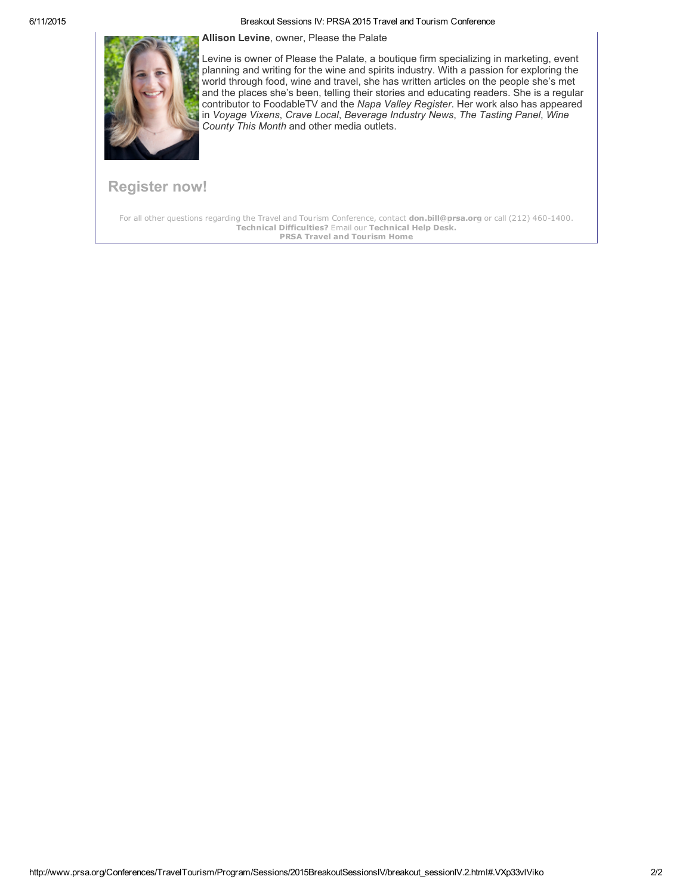**Allison Levine**, owner, Please the Palate

Levine is owner of Please the Palate, a boutique firm specializing in marketing, event planning and writing for the wine and spirits industry. With a passion for exploring the world through food, wine and travel, she has written articles on the people she's met and the places she's been, telling their stories and educating readers. She is a regular contributor to FoodableTV and the *Napa Valley Register*. Her work also has appeared in *Voyage Vixens*, *Crave Local*, *Beverage Industry News*, *The Tasting Panel*, *Wine County This Month* and other media outlets.

## Register now!

For all other questions regarding the Travel and Tourism Conference, contact **don.bill@prsa.org** or call (212) 460-1400.
**Technical Difficulties?** Email our **Technical Help Desk.**
**PRSA Travel and Tourism Home**